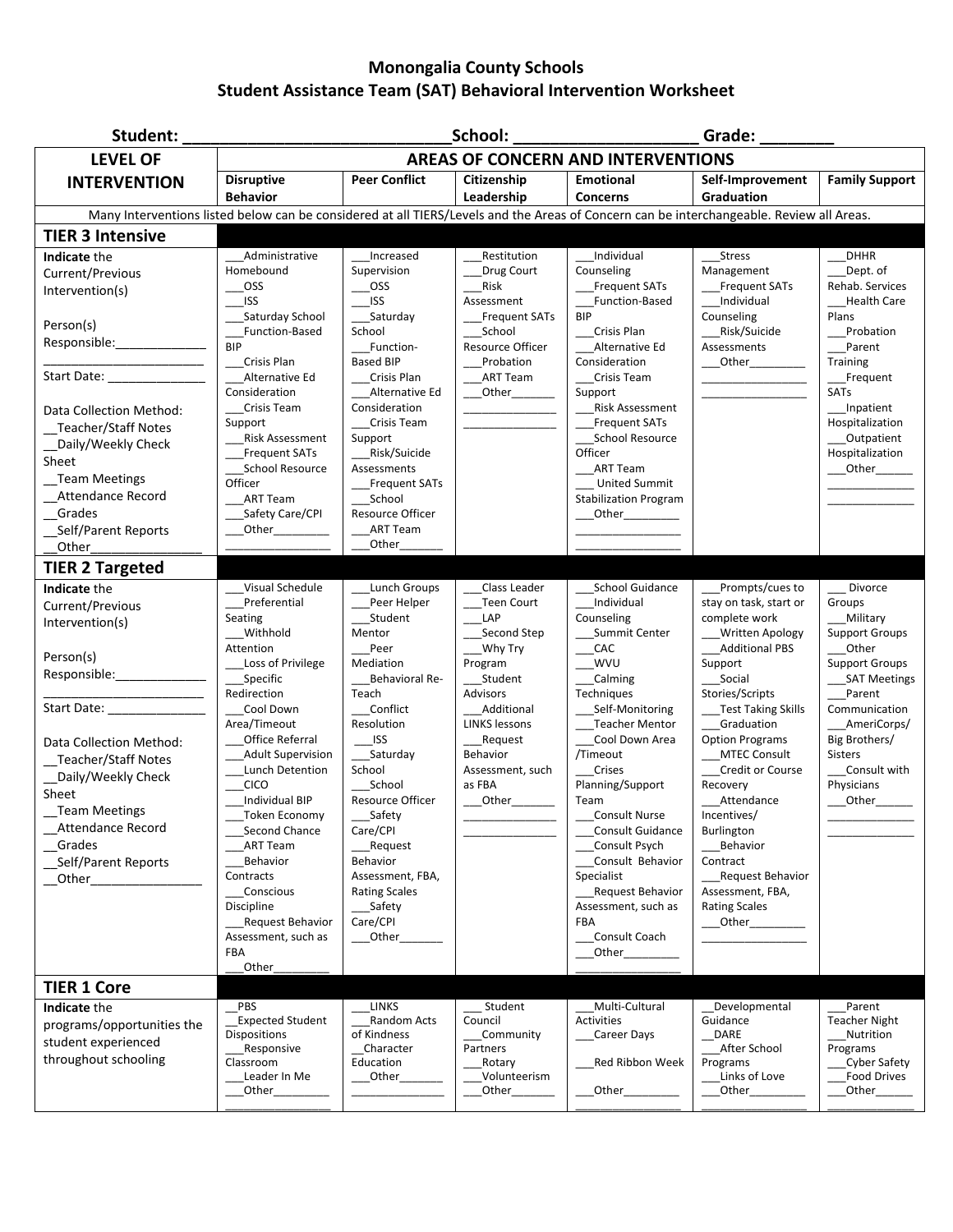# Monongalia County Schools
## Student Assistance Team (SAT) Behavioral Intervention Worksheet

**Student:** ___________________________ **School:** ____________________ **Grade:** ________

| LEVEL OF INTERVENTION | AREAS OF CONCERN AND INTERVENTIONS | | | | | |
|---|---|---|---|---|---|---|
| | **Disruptive Behavior** | **Peer Conflict** | **Citizenship Leadership** | **Emotional Concerns** | **Self-Improvement Graduation** | **Family Support** |
| Many Interventions listed below can be considered at all TIERS/Levels and the Areas of Concern can be interchangeable. Review all Areas. | | | | | | |
| **TIER 3 Intensive** | | | | | | |
| **Indicate** the Current/Previous Intervention(s)<br><br>Person(s) Responsible:_____________<br>______________________<br>Start Date: _____________<br><br>Data Collection Method:<br>__Teacher/Staff Notes<br>__Daily/Weekly Check Sheet<br>__Team Meetings<br>__Attendance Record<br>__Grades<br>__Self/Parent Reports<br>__Other________________ | ___Administrative Homebound<br>___OSS<br>___ISS<br>___Saturday School<br>___Function-Based BIP<br>___Crisis Plan<br>___Alternative Ed Consideration<br>___Crisis Team Support<br>___Risk Assessment<br>___Frequent SATs<br>___School Resource Officer<br>___ART Team<br>___Safety Care/CPI<br>___Other________<br>________________ | ___Increased Supervision<br>___OSS<br>___ISS<br>___Saturday School<br>___Function-Based BIP<br>___Crisis Plan<br>___Alternative Ed Consideration<br>___Crisis Team Support<br>___Risk/Suicide Assessments<br>___Frequent SATs<br>___School Resource Officer<br>___ART Team<br>___Other_______ | ___Restitution<br>___Drug Court<br>___Risk Assessment<br>___Frequent SATs<br>___School Resource Officer<br>___Probation<br>___ART Team<br>___Other_______<br>______________<br>______________ | ___Individual Counseling<br>___Frequent SATs<br>___Function-Based BIP<br>___Crisis Plan<br>___Alternative Ed Consideration<br>___Crisis Team Support<br>___Risk Assessment<br>___Frequent SATs<br>___School Resource Officer<br>___ART Team<br>___ United Summit Stabilization Program<br>___Other_________<br>________________<br>________________ | ___Stress Management<br>___Frequent SATs<br>___Individual Counseling<br>___Risk/Suicide Assessments<br>___Other_________<br>________________<br>________________ | ___DHHR<br>___Dept. of Rehab. Services<br>___Health Care Plans<br>___Probation<br>___Parent Training<br>___Frequent SATs<br>___Inpatient Hospitalization<br>___Outpatient Hospitalization<br>___Other______<br>_____________<br>_____________ |
| **TIER 2 Targeted** | | | | | | |
| **Indicate** the Current/Previous Intervention(s)<br><br>Person(s) Responsible:_____________<br>______________________<br>Start Date: _____________<br><br>Data Collection Method:<br>__Teacher/Staff Notes<br>__Daily/Weekly Check Sheet<br>__Team Meetings<br>__Attendance Record<br>__Grades<br>__Self/Parent Reports<br>__Other________________ | ___Visual Schedule<br>___Preferential Seating<br>___Withhold Attention<br>___Loss of Privilege<br>___Specific Redirection<br>___Cool Down Area/Timeout<br>___Office Referral<br>___Adult Supervision<br>___Lunch Detention<br>___CICO<br>___Individual BIP<br>___Token Economy<br>___Second Chance<br>___ART Team<br>___Behavior Contracts<br>___Conscious Discipline<br>___Request Behavior Assessment, such as FBA<br>___Other_________ | ___Lunch Groups<br>___Peer Helper<br>___Student Mentor<br>___Peer Mediation<br>___Behavioral Re-Teach<br>___Conflict Resolution<br>___ISS<br>___Saturday School<br>___School Resource Officer<br>___Safety Care/CPI<br>___Request Behavior Assessment, FBA, Rating Scales<br>___Safety Care/CPI<br>___Other_______ | ___Class Leader<br>___Teen Court<br>___LAP<br>___Second Step<br>___Why Try Program<br>___Student Advisors<br>___Additional LINKS lessons<br>___Request Behavior Assessment, such as FBA<br>___Other_______<br>______________<br>______________ | ___School Guidance<br>___Individual Counseling<br>___Summit Center<br>___CAC<br>___WVU<br>___Calming Techniques<br>___Self-Monitoring<br>___Teacher Mentor<br>___Cool Down Area /Timeout<br>___Crises Planning/Support Team<br>___Consult Nurse<br>___Consult Guidance<br>___Consult Psych<br>___Consult Behavior Specialist<br>___Request Behavior Assessment, such as FBA<br>___Consult Coach<br>___Other_________<br>________________ | ___Prompts/cues to stay on task, start or complete work<br>___Written Apology<br>___Additional PBS Support<br>___Social Stories/Scripts<br>___Test Taking Skills<br>___Graduation Option Programs<br>___MTEC Consult<br>___Credit or Course Recovery<br>___Attendance Incentives/ Burlington<br>___Behavior Contract<br>___Request Behavior Assessment, FBA, Rating Scales<br>___Other_________<br>________________ | ___ Divorce Groups<br>___Military Support Groups<br>___Other Support Groups<br>___SAT Meetings<br>___Parent Communication<br>___AmeriCorps/ Big Brothers/ Sisters<br>___Consult with Physicians<br>___Other______<br>_____________<br>_____________ |
| **TIER 1 Core** | | | | | | |
| **Indicate** the programs/opportunities the student experienced throughout schooling | __PBS<br>__Expected Student Dispositions<br>___Responsive Classroom<br>___Leader In Me<br>___Other_________<br>________________ | ___LINKS<br>___Random Acts of Kindness<br>__Character Education<br>___Other_______<br>______________ | ___ Student Council<br>___Community Partners<br>___Rotary<br>___Volunteerism<br>___Other_______ | ___Multi-Cultural Activities<br>___Career Days<br><br>___Red Ribbon Week<br><br>___Other_________<br>________________ | __Developmental Guidance<br>__DARE<br>__After School Programs<br>___Links of Love<br>___Other_________<br>________________ | ___Parent Teacher Night<br>___Nutrition Programs<br>___Cyber Safety<br>___Food Drives<br>___Other______<br>_____________ |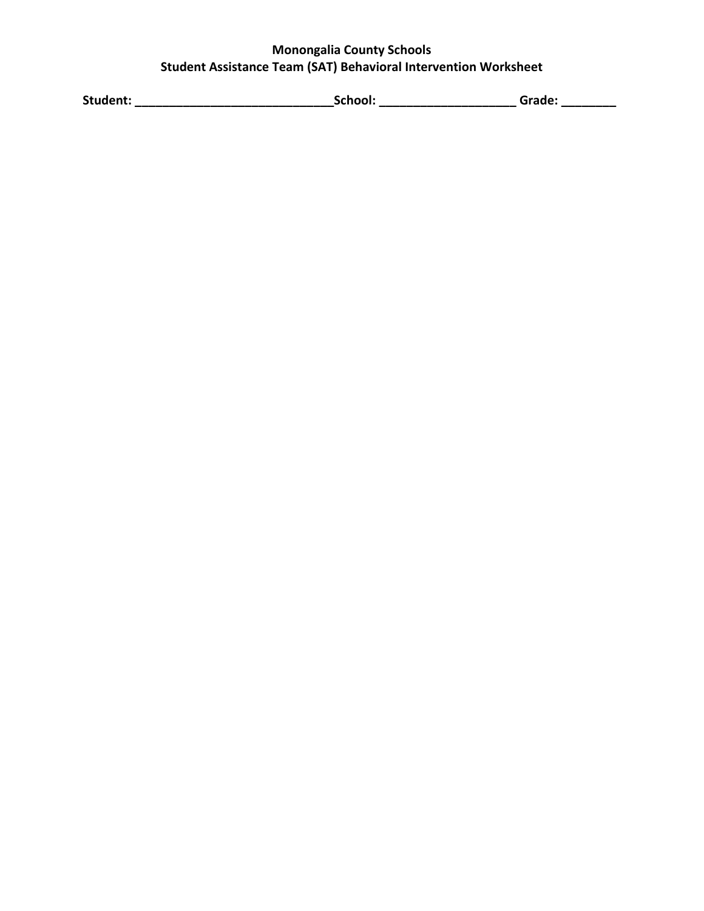**Monongalia County Schools**
**Student Assistance Team (SAT) Behavioral Intervention Worksheet**

**Student: _____________________________School: ____________________ Grade: ________**